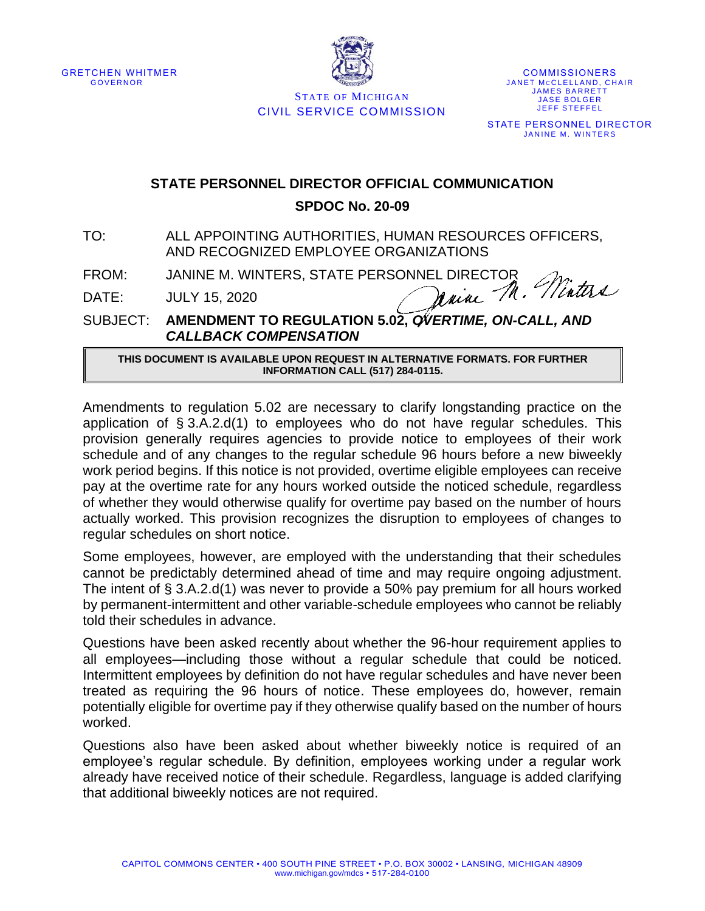GRETCHEN WHITMER
GOVERNOR

STATE OF MICHIGAN
CIVIL SERVICE COMMISSION

COMMISSIONERS
JANET MCCLELLAND, CHAIR
JAMES BARRETT
JASE BOLGER
JEFF STEFFEL

STATE PERSONNEL DIRECTOR
JANINE M. WINTERS

## STATE PERSONNEL DIRECTOR OFFICIAL COMMUNICATION

## SPDOC No. 20-09

TO: ALL APPOINTING AUTHORITIES, HUMAN RESOURCES OFFICERS, AND RECOGNIZED EMPLOYEE ORGANIZATIONS

FROM: JANINE M. WINTERS, STATE PERSONNEL DIRECTOR

DATE: JULY 15, 2020

SUBJECT: **AMENDMENT TO REGULATION 5.02, *OVERTIME, ON-CALL, AND CALLBACK COMPENSATION***

**THIS DOCUMENT IS AVAILABLE UPON REQUEST IN ALTERNATIVE FORMATS. FOR FURTHER INFORMATION CALL (517) 284-0115.**

Amendments to regulation 5.02 are necessary to clarify longstanding practice on the application of § 3.A.2.d(1) to employees who do not have regular schedules. This provision generally requires agencies to provide notice to employees of their work schedule and of any changes to the regular schedule 96 hours before a new biweekly work period begins. If this notice is not provided, overtime eligible employees can receive pay at the overtime rate for any hours worked outside the noticed schedule, regardless of whether they would otherwise qualify for overtime pay based on the number of hours actually worked. This provision recognizes the disruption to employees of changes to regular schedules on short notice.

Some employees, however, are employed with the understanding that their schedules cannot be predictably determined ahead of time and may require ongoing adjustment. The intent of § 3.A.2.d(1) was never to provide a 50% pay premium for all hours worked by permanent-intermittent and other variable-schedule employees who cannot be reliably told their schedules in advance.

Questions have been asked recently about whether the 96-hour requirement applies to all employees—including those without a regular schedule that could be noticed. Intermittent employees by definition do not have regular schedules and have never been treated as requiring the 96 hours of notice. These employees do, however, remain potentially eligible for overtime pay if they otherwise qualify based on the number of hours worked.

Questions also have been asked about whether biweekly notice is required of an employee's regular schedule. By definition, employees working under a regular work already have received notice of their schedule. Regardless, language is added clarifying that additional biweekly notices are not required.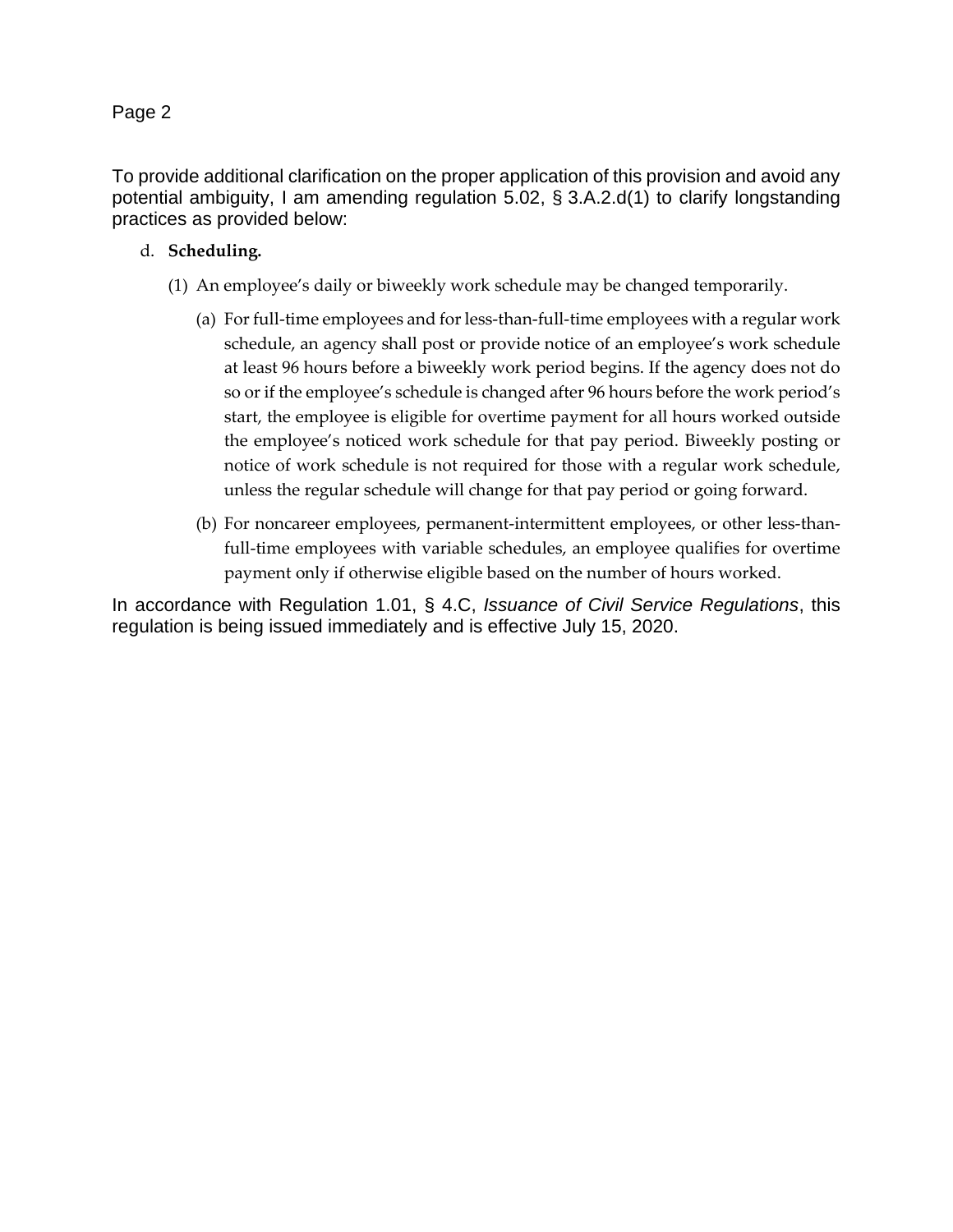To provide additional clarification on the proper application of this provision and avoid any potential ambiguity, I am amending regulation 5.02, § 3.A.2.d(1) to clarify longstanding practices as provided below:

d. **Scheduling.**

(1) An employee's daily or biweekly work schedule may be changed temporarily.

(a) For full-time employees and for less-than-full-time employees with a regular work schedule, an agency shall post or provide notice of an employee's work schedule at least 96 hours before a biweekly work period begins. If the agency does not do so or if the employee's schedule is changed after 96 hours before the work period's start, the employee is eligible for overtime payment for all hours worked outside the employee's noticed work schedule for that pay period. Biweekly posting or notice of work schedule is not required for those with a regular work schedule, unless the regular schedule will change for that pay period or going forward.

(b) For noncareer employees, permanent-intermittent employees, or other less-than-full-time employees with variable schedules, an employee qualifies for overtime payment only if otherwise eligible based on the number of hours worked.

In accordance with Regulation 1.01, § 4.C, *Issuance of Civil Service Regulations*, this regulation is being issued immediately and is effective July 15, 2020.